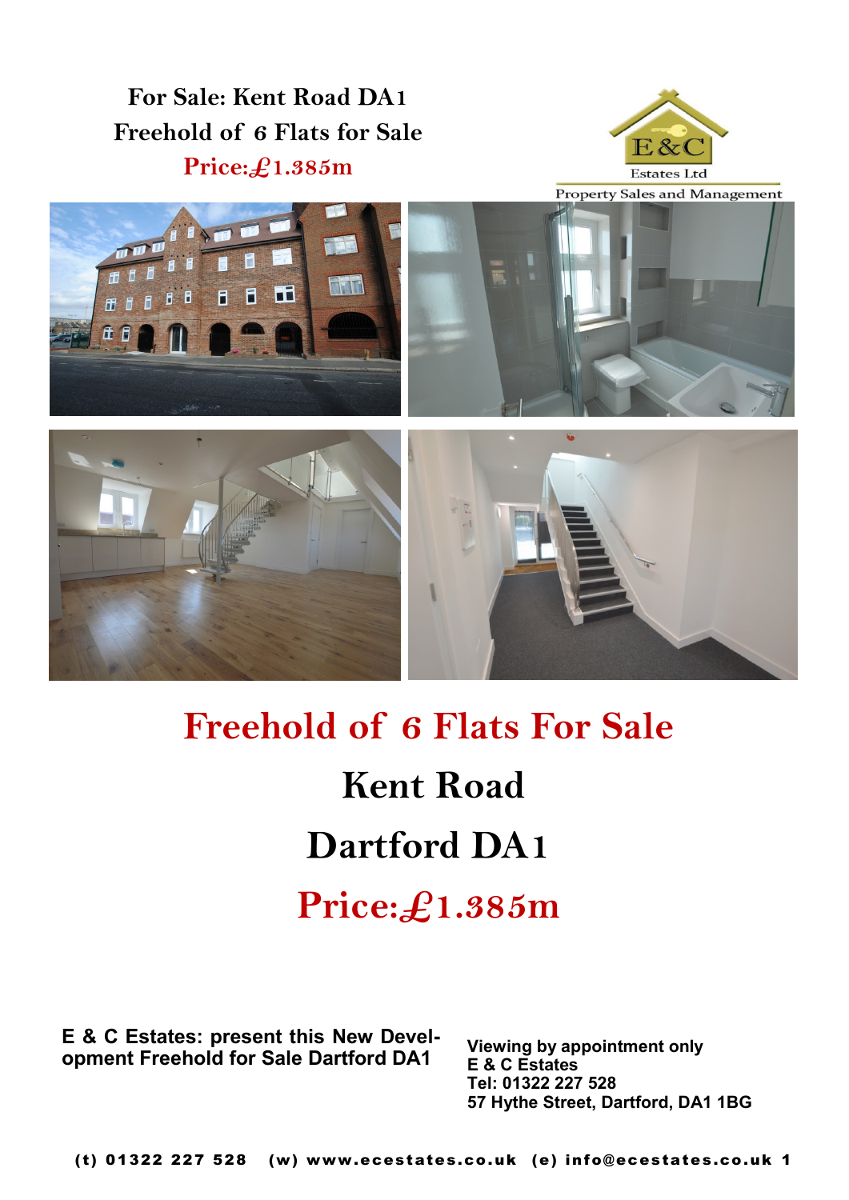**For Sale: Kent Road DA1**

**Freehold of 6 Flats for Sale**

**Price:£1.385m**

E&C Estates Ltd

Property Sales and Management

# Freehold of 6 Flats For Sale

# Kent Road

# Dartford DA1

# Price:£1.385m

**E & C Estates: present this New Development Freehold for Sale Dartford DA1**

**Viewing by appointment only**
**E & C Estates**
**Tel: 01322 227 528**
**57 Hythe Street, Dartford, DA1 1BG**

**(t) 01322 227 528 (w) www.ecestates.co.uk (e) info@ecestates.co.uk**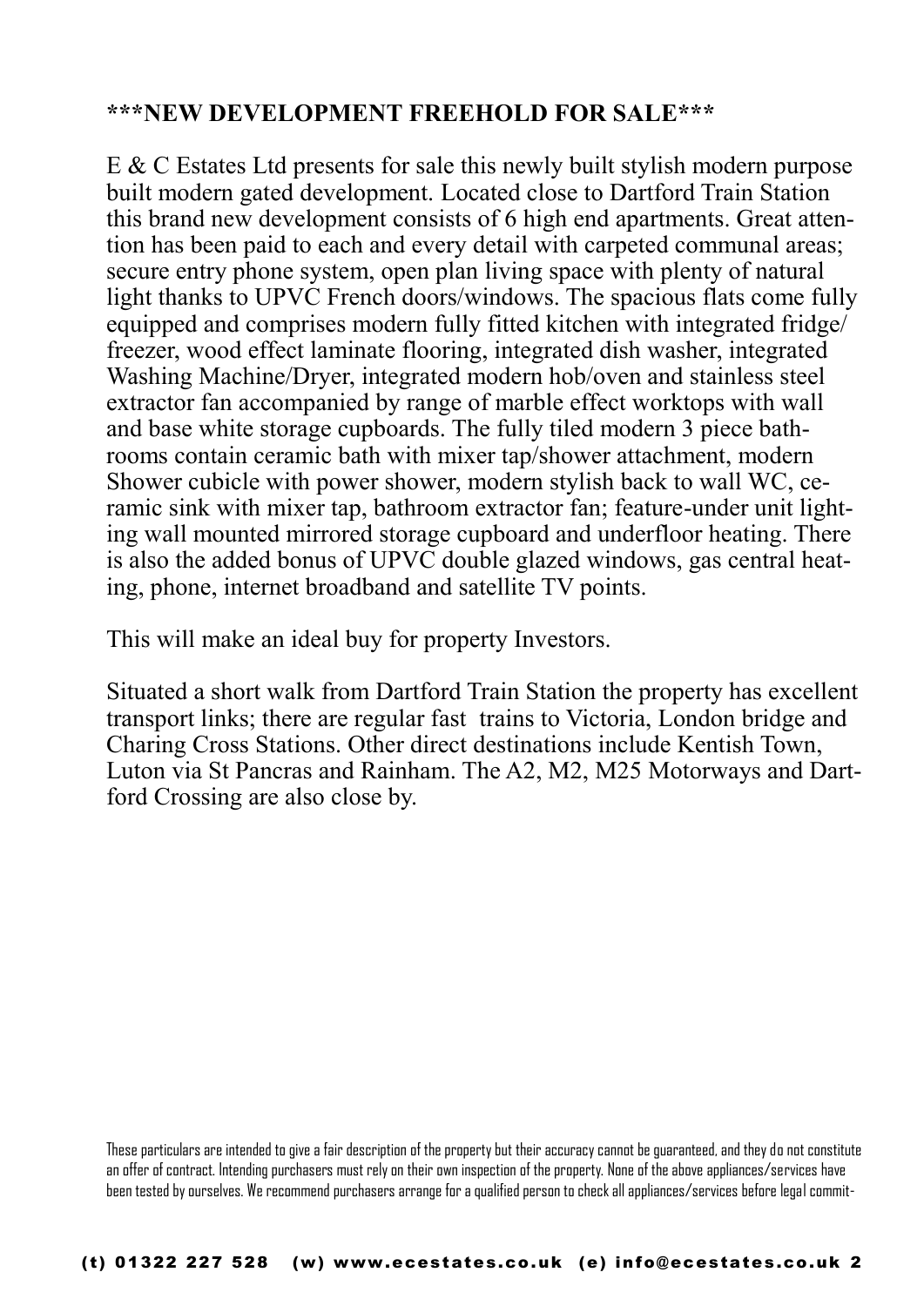**\*\*\*NEW DEVELOPMENT FREEHOLD FOR SALE\*\*\***

E & C Estates Ltd presents for sale this newly built stylish modern purpose built modern gated development. Located close to Dartford Train Station this brand new development consists of 6 high end apartments. Great attention has been paid to each and every detail with carpeted communal areas; secure entry phone system, open plan living space with plenty of natural light thanks to UPVC French doors/windows. The spacious flats come fully equipped and comprises modern fully fitted kitchen with integrated fridge/freezer, wood effect laminate flooring, integrated dish washer, integrated Washing Machine/Dryer, integrated modern hob/oven and stainless steel extractor fan accompanied by range of marble effect worktops with wall and base white storage cupboards. The fully tiled modern 3 piece bathrooms contain ceramic bath with mixer tap/shower attachment, modern Shower cubicle with power shower, modern stylish back to wall WC, ceramic sink with mixer tap, bathroom extractor fan; feature-under unit lighting wall mounted mirrored storage cupboard and underfloor heating. There is also the added bonus of UPVC double glazed windows, gas central heating, phone, internet broadband and satellite TV points.

This will make an ideal buy for property Investors.

Situated a short walk from Dartford Train Station the property has excellent transport links; there are regular fast trains to Victoria, London bridge and Charing Cross Stations. Other direct destinations include Kentish Town, Luton via St Pancras and Rainham. The A2, M2, M25 Motorways and Dartford Crossing are also close by.

These particulars are intended to give a fair description of the property but their accuracy cannot be guaranteed, and they do not constitute an offer of contract. Intending purchasers must rely on their own inspection of the property. None of the above appliances/services have been tested by ourselves. We recommend purchasers arrange for a qualified person to check all appliances/services before legal commit-

(t) 01322 227 528 (w) www.ecestates.co.uk (e) info@ecestates.co.uk